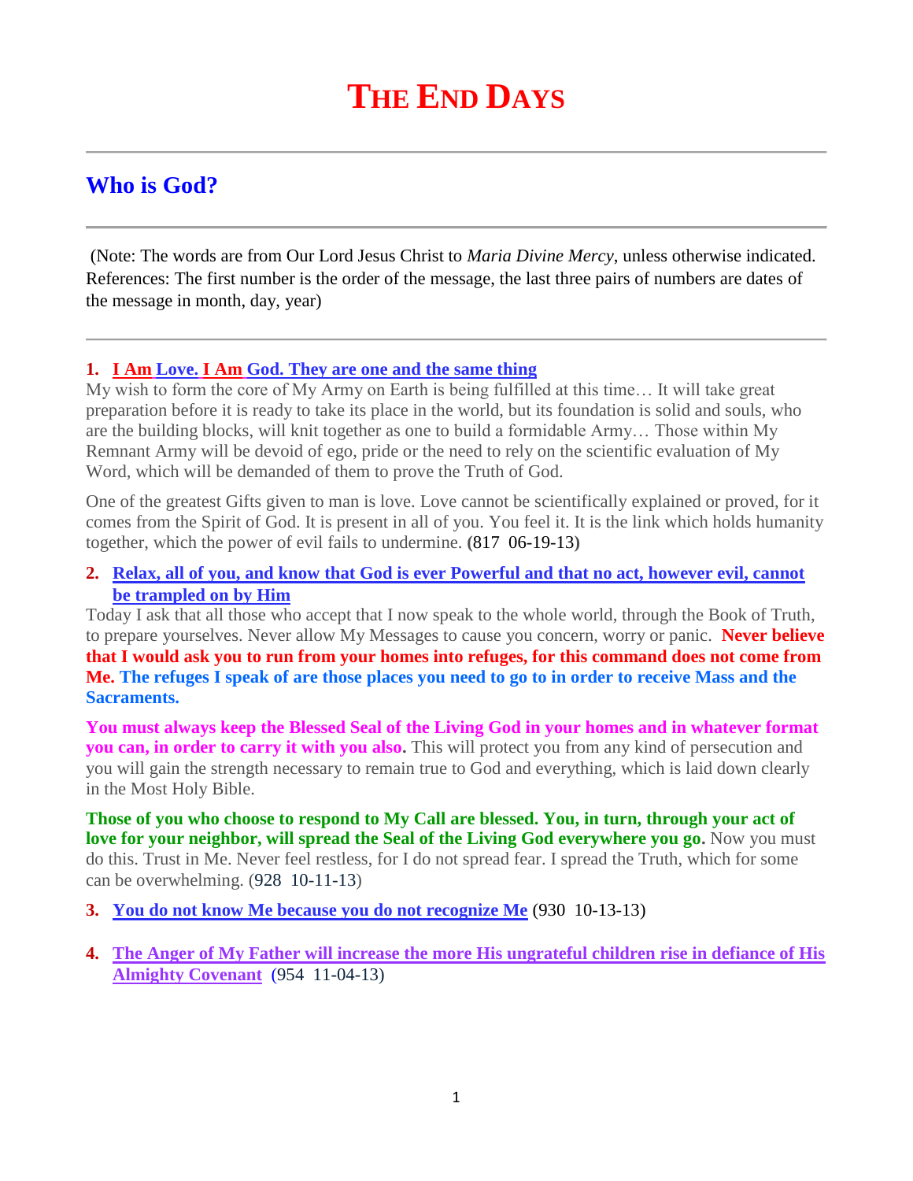# THE END DAYS

## Who is God?

(Note: The words are from Our Lord Jesus Christ to *Maria Divine Mercy*, unless otherwise indicated. References: The first number is the order of the message, the last three pairs of numbers are dates of the message in month, day, year)

1. **I Am Love. I Am God. They are one and the same thing**

My wish to form the core of My Army on Earth is being fulfilled at this time… It will take great preparation before it is ready to take its place in the world, but its foundation is solid and souls, who are the building blocks, will knit together as one to build a formidable Army… Those within My Remnant Army will be devoid of ego, pride or the need to rely on the scientific evaluation of My Word, which will be demanded of them to prove the Truth of God.

One of the greatest Gifts given to man is love. Love cannot be scientifically explained or proved, for it comes from the Spirit of God. It is present in all of you. You feel it. It is the link which holds humanity together, which the power of evil fails to undermine. **(**817 06-19-13**)**

2. **Relax, all of you, and know that God is ever Powerful and that no act, however evil, cannot be trampled on by Him**

Today I ask that all those who accept that I now speak to the whole world, through the Book of Truth, to prepare yourselves. Never allow My Messages to cause you concern, worry or panic. **Never believe that I would ask you to run from your homes into refuges, for this command does not come from Me. The refuges I speak of are those places you need to go to in order to receive Mass and the Sacraments.**

**You must always keep the Blessed Seal of the Living God in your homes and in whatever format you can, in order to carry it with you also.** This will protect you from any kind of persecution and you will gain the strength necessary to remain true to God and everything, which is laid down clearly in the Most Holy Bible.

**Those of you who choose to respond to My Call are blessed. You, in turn, through your act of love for your neighbor, will spread the Seal of the Living God everywhere you go.** Now you must do this. Trust in Me. Never feel restless, for I do not spread fear. I spread the Truth, which for some can be overwhelming. (928 10-11-13)

3. **You do not know Me because you do not recognize Me** (930 10-13-13)

4. **The Anger of My Father will increase the more His ungrateful children rise in defiance of His Almighty Covenant** (954 11-04-13)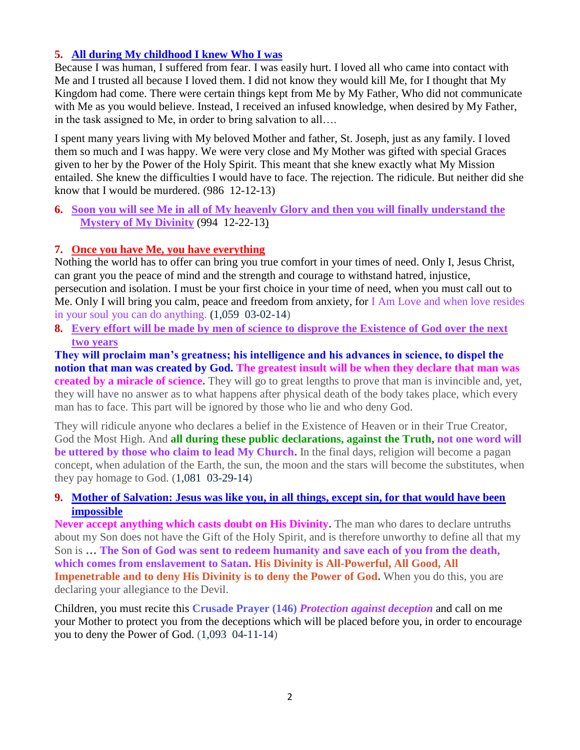**5. All during My childhood I knew Who I was**

Because I was human, I suffered from fear. I was easily hurt. I loved all who came into contact with Me and I trusted all because I loved them. I did not know they would kill Me, for I thought that My Kingdom had come. There were certain things kept from Me by My Father, Who did not communicate with Me as you would believe. Instead, I received an infused knowledge, when desired by My Father, in the task assigned to Me, in order to bring salvation to all….

I spent many years living with My beloved Mother and father, St. Joseph, just as any family. I loved them so much and I was happy. We were very close and My Mother was gifted with special Graces given to her by the Power of the Holy Spirit. This meant that she knew exactly what My Mission entailed. She knew the difficulties I would have to face. The rejection. The ridicule. But neither did she know that I would be murdered. (986 12-12-13)

**6. Soon you will see Me in all of My heavenly Glory and then you will finally understand the Mystery of My Divinity** (994 12-22-13)

**7. Once you have Me, you have everything**

Nothing the world has to offer can bring you true comfort in your times of need. Only I, Jesus Christ, can grant you the peace of mind and the strength and courage to withstand hatred, injustice, persecution and isolation. I must be your first choice in your time of need, when you must call out to Me. Only I will bring you calm, peace and freedom from anxiety, for I Am Love and when love resides in your soul you can do anything. (1,059 03-02-14)

**8. Every effort will be made by men of science to disprove the Existence of God over the next two years**

**They will proclaim man's greatness; his intelligence and his advances in science, to dispel the notion that man was created by God. The greatest insult will be when they declare that man was created by a miracle of science.** They will go to great lengths to prove that man is invincible and, yet, they will have no answer as to what happens after physical death of the body takes place, which every man has to face. This part will be ignored by those who lie and who deny God.

They will ridicule anyone who declares a belief in the Existence of Heaven or in their True Creator, God the Most High. And **all during these public declarations, against the Truth, not one word will be uttered by those who claim to lead My Church.** In the final days, religion will become a pagan concept, when adulation of the Earth, the sun, the moon and the stars will become the substitutes, when they pay homage to God. (1,081 03-29-14)

**9. Mother of Salvation: Jesus was like you, in all things, except sin, for that would have been impossible**

**Never accept anything which casts doubt on His Divinity.** The man who dares to declare untruths about my Son does not have the Gift of the Holy Spirit, and is therefore unworthy to define all that my Son is **… The Son of God was sent to redeem humanity and save each of you from the death, which comes from enslavement to Satan. His Divinity is All-Powerful, All Good, All Impenetrable and to deny His Divinity is to deny the Power of God.** When you do this, you are declaring your allegiance to the Devil.

Children, you must recite this **Crusade Prayer (146)** ***Protection against deception*** and call on me your Mother to protect you from the deceptions which will be placed before you, in order to encourage you to deny the Power of God. (1,093 04-11-14)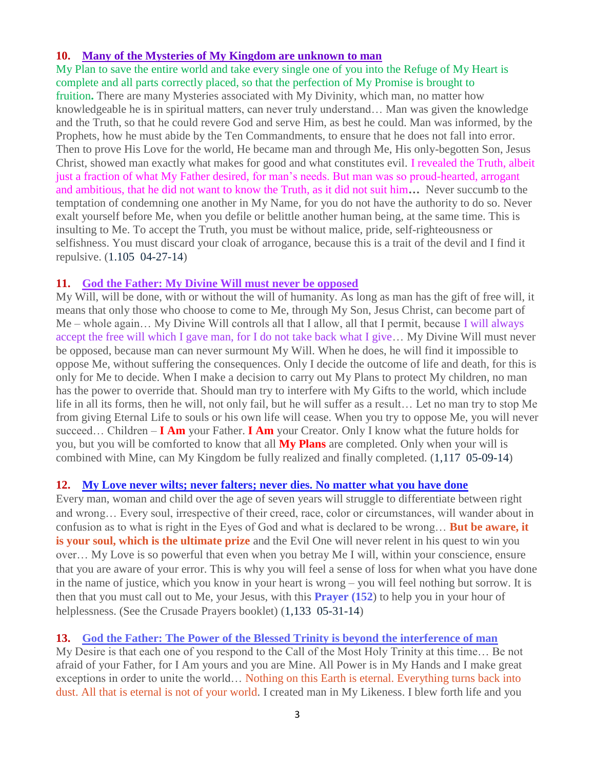**10. Many of the Mysteries of My Kingdom are unknown to man**

My Plan to save the entire world and take every single one of you into the Refuge of My Heart is complete and all parts correctly placed, so that the perfection of My Promise is brought to fruition**.** There are many Mysteries associated with My Divinity, which man, no matter how knowledgeable he is in spiritual matters, can never truly understand… Man was given the knowledge and the Truth, so that he could revere God and serve Him, as best he could. Man was informed, by the Prophets, how he must abide by the Ten Commandments, to ensure that he does not fall into error. Then to prove His Love for the world, He became man and through Me, His only-begotten Son, Jesus Christ, showed man exactly what makes for good and what constitutes evil. I revealed the Truth, albeit just a fraction of what My Father desired, for man's needs. But man was so proud-hearted, arrogant and ambitious, that he did not want to know the Truth, as it did not suit him**…** Never succumb to the temptation of condemning one another in My Name, for you do not have the authority to do so. Never exalt yourself before Me, when you defile or belittle another human being, at the same time. This is insulting to Me. To accept the Truth, you must be without malice, pride, self-righteousness or selfishness. You must discard your cloak of arrogance, because this is a trait of the devil and I find it repulsive. (1.105 04-27-14)

**11. God the Father: My Divine Will must never be opposed**

My Will, will be done, with or without the will of humanity. As long as man has the gift of free will, it means that only those who choose to come to Me, through My Son, Jesus Christ, can become part of Me – whole again… My Divine Will controls all that I allow, all that I permit, because I will always accept the free will which I gave man, for I do not take back what I give… My Divine Will must never be opposed, because man can never surmount My Will. When he does, he will find it impossible to oppose Me, without suffering the consequences. Only I decide the outcome of life and death, for this is only for Me to decide. When I make a decision to carry out My Plans to protect My children, no man has the power to override that. Should man try to interfere with My Gifts to the world, which include life in all its forms, then he will, not only fail, but he will suffer as a result… Let no man try to stop Me from giving Eternal Life to souls or his own life will cease. When you try to oppose Me, you will never succeed… Children – **I Am** your Father. **I Am** your Creator. Only I know what the future holds for you, but you will be comforted to know that all **My Plans** are completed. Only when your will is combined with Mine, can My Kingdom be fully realized and finally completed. (1,117 05-09-14)

**12. My Love never wilts; never falters; never dies. No matter what you have done**

Every man, woman and child over the age of seven years will struggle to differentiate between right and wrong… Every soul, irrespective of their creed, race, color or circumstances, will wander about in confusion as to what is right in the Eyes of God and what is declared to be wrong… **But be aware, it is your soul, which is the ultimate prize** and the Evil One will never relent in his quest to win you over… My Love is so powerful that even when you betray Me I will, within your conscience, ensure that you are aware of your error. This is why you will feel a sense of loss for when what you have done in the name of justice, which you know in your heart is wrong – you will feel nothing but sorrow. It is then that you must call out to Me, your Jesus, with this **Prayer (152**) to help you in your hour of helplessness. (See the Crusade Prayers booklet) (1,133 05-31-14)

**13. God the Father: The Power of the Blessed Trinity is beyond the interference of man**

My Desire is that each one of you respond to the Call of the Most Holy Trinity at this time… Be not afraid of your Father, for I Am yours and you are Mine. All Power is in My Hands and I make great exceptions in order to unite the world… Nothing on this Earth is eternal. Everything turns back into dust. All that is eternal is not of your world. I created man in My Likeness. I blew forth life and you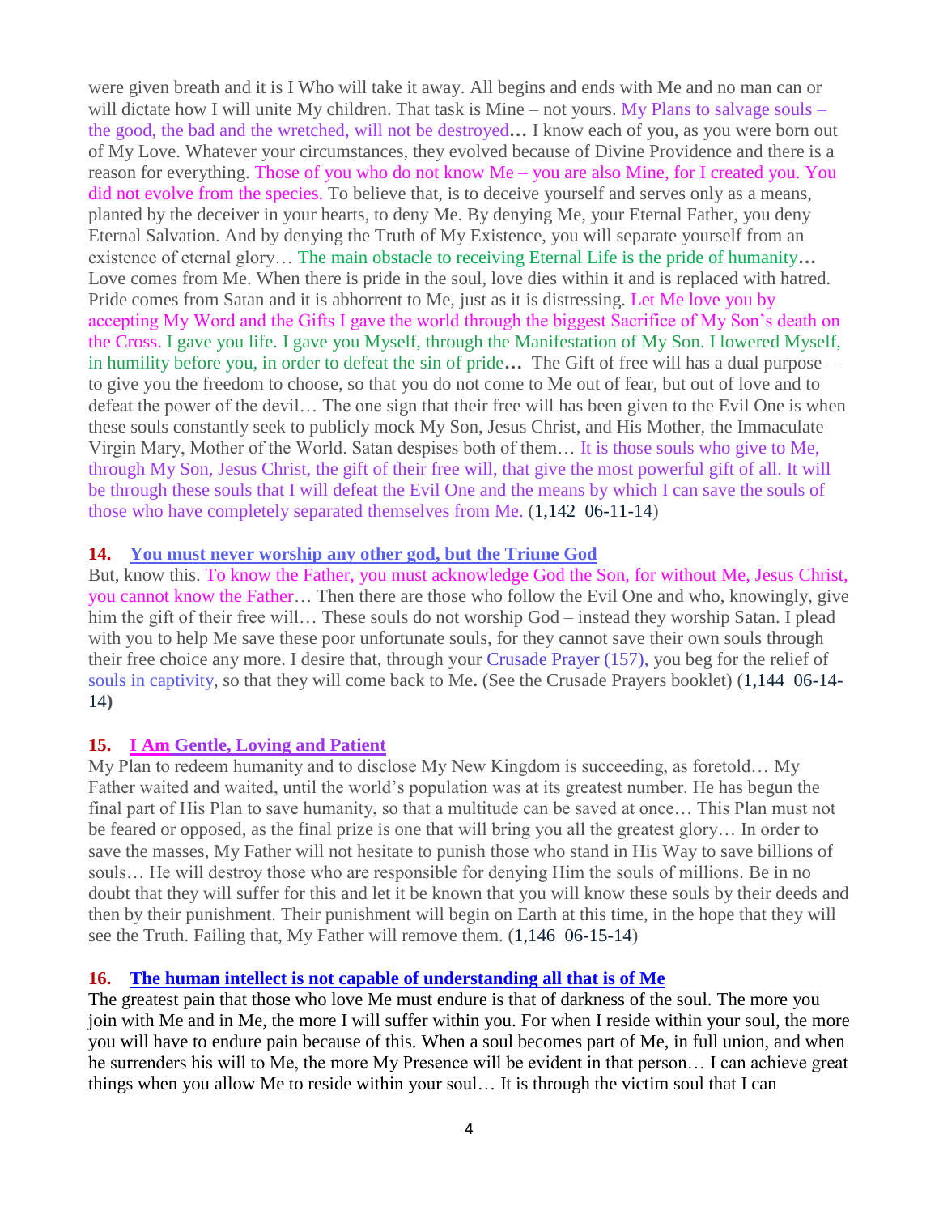were given breath and it is I Who will take it away. All begins and ends with Me and no man can or will dictate how I will unite My children. That task is Mine – not yours. My Plans to salvage souls – the good, the bad and the wretched, will not be destroyed**…** I know each of you, as you were born out of My Love. Whatever your circumstances, they evolved because of Divine Providence and there is a reason for everything. Those of you who do not know Me – you are also Mine, for I created you. You did not evolve from the species. To believe that, is to deceive yourself and serves only as a means, planted by the deceiver in your hearts, to deny Me. By denying Me, your Eternal Father, you deny Eternal Salvation. And by denying the Truth of My Existence, you will separate yourself from an existence of eternal glory… The main obstacle to receiving Eternal Life is the pride of humanity**…** Love comes from Me. When there is pride in the soul, love dies within it and is replaced with hatred. Pride comes from Satan and it is abhorrent to Me, just as it is distressing. Let Me love you by accepting My Word and the Gifts I gave the world through the biggest Sacrifice of My Son's death on the Cross. I gave you life. I gave you Myself, through the Manifestation of My Son. I lowered Myself, in humility before you, in order to defeat the sin of pride**…** The Gift of free will has a dual purpose – to give you the freedom to choose, so that you do not come to Me out of fear, but out of love and to defeat the power of the devil… The one sign that their free will has been given to the Evil One is when these souls constantly seek to publicly mock My Son, Jesus Christ, and His Mother, the Immaculate Virgin Mary, Mother of the World. Satan despises both of them… It is those souls who give to Me, through My Son, Jesus Christ, the gift of their free will, that give the most powerful gift of all. It will be through these souls that I will defeat the Evil One and the means by which I can save the souls of those who have completely separated themselves from Me. (1,142 06-11-14)

### 14. You must never worship any other god, but the Triune God

But, know this. To know the Father, you must acknowledge God the Son, for without Me, Jesus Christ, you cannot know the Father… Then there are those who follow the Evil One and who, knowingly, give him the gift of their free will… These souls do not worship God – instead they worship Satan. I plead with you to help Me save these poor unfortunate souls, for they cannot save their own souls through their free choice any more. I desire that, through your Crusade Prayer (157), you beg for the relief of souls in captivity, so that they will come back to Me**.** (See the Crusade Prayers booklet) (1,144 06-14-14**)**

### 15. I Am Gentle, Loving and Patient

My Plan to redeem humanity and to disclose My New Kingdom is succeeding, as foretold… My Father waited and waited, until the world's population was at its greatest number. He has begun the final part of His Plan to save humanity, so that a multitude can be saved at once… This Plan must not be feared or opposed, as the final prize is one that will bring you all the greatest glory… In order to save the masses, My Father will not hesitate to punish those who stand in His Way to save billions of souls… He will destroy those who are responsible for denying Him the souls of millions. Be in no doubt that they will suffer for this and let it be known that you will know these souls by their deeds and then by their punishment. Their punishment will begin on Earth at this time, in the hope that they will see the Truth. Failing that, My Father will remove them. (1,146 06-15-14)

### 16. The human intellect is not capable of understanding all that is of Me

The greatest pain that those who love Me must endure is that of darkness of the soul. The more you join with Me and in Me, the more I will suffer within you. For when I reside within your soul, the more you will have to endure pain because of this. When a soul becomes part of Me, in full union, and when he surrenders his will to Me, the more My Presence will be evident in that person… I can achieve great things when you allow Me to reside within your soul… It is through the victim soul that I can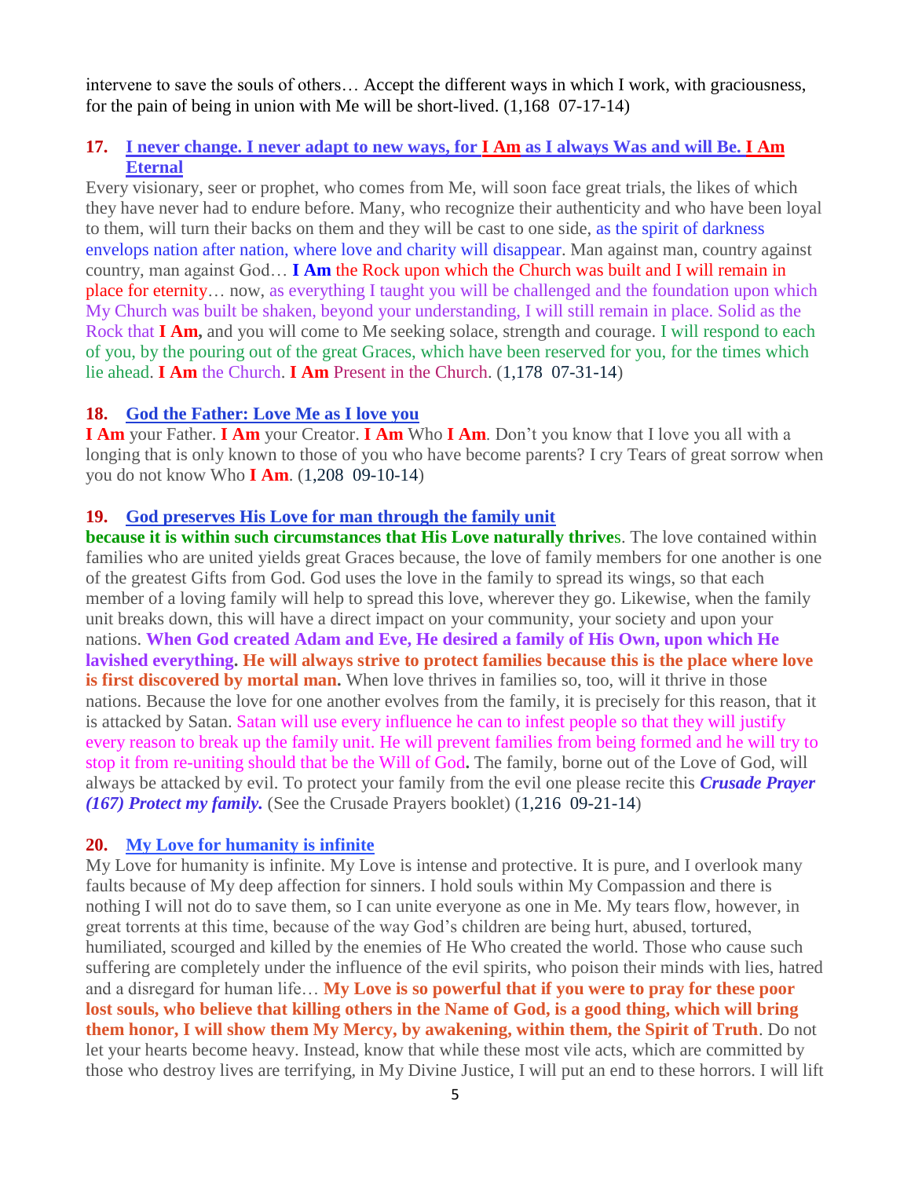intervene to save the souls of others… Accept the different ways in which I work, with graciousness, for the pain of being in union with Me will be short-lived. (1,168 07-17-14)

### 17. I never change. I never adapt to new ways, for I Am as I always Was and will Be. I Am Eternal

Every visionary, seer or prophet, who comes from Me, will soon face great trials, the likes of which they have never had to endure before. Many, who recognize their authenticity and who have been loyal to them, will turn their backs on them and they will be cast to one side, as the spirit of darkness envelops nation after nation, where love and charity will disappear. Man against man, country against country, man against God… **I Am** the Rock upon which the Church was built and I will remain in place for eternity… now, as everything I taught you will be challenged and the foundation upon which My Church was built be shaken, beyond your understanding, I will still remain in place. Solid as the Rock that **I Am,** and you will come to Me seeking solace, strength and courage. I will respond to each of you, by the pouring out of the great Graces, which have been reserved for you, for the times which lie ahead. **I Am** the Church. **I Am** Present in the Church. (1,178 07-31-14)

### 18. God the Father: Love Me as I love you

**I Am** your Father. **I Am** your Creator. **I Am** Who **I Am**. Don't you know that I love you all with a longing that is only known to those of you who have become parents? I cry Tears of great sorrow when you do not know Who **I Am**. (1,208 09-10-14)

### 19. God preserves His Love for man through the family unit

**because it is within such circumstances that His Love naturally thrive**s. The love contained within families who are united yields great Graces because, the love of family members for one another is one of the greatest Gifts from God. God uses the love in the family to spread its wings, so that each member of a loving family will help to spread this love, wherever they go. Likewise, when the family unit breaks down, this will have a direct impact on your community, your society and upon your nations. **When God created Adam and Eve, He desired a family of His Own, upon which He lavished everything. He will always strive to protect families because this is the place where love is first discovered by mortal man.** When love thrives in families so, too, will it thrive in those nations. Because the love for one another evolves from the family, it is precisely for this reason, that it is attacked by Satan. Satan will use every influence he can to infest people so that they will justify every reason to break up the family unit. He will prevent families from being formed and he will try to stop it from re-uniting should that be the Will of God**.** The family, borne out of the Love of God, will always be attacked by evil. To protect your family from the evil one please recite this ***Crusade Prayer (167) Protect my family.*** (See the Crusade Prayers booklet) (1,216 09-21-14)

### 20. My Love for humanity is infinite

My Love for humanity is infinite. My Love is intense and protective. It is pure, and I overlook many faults because of My deep affection for sinners. I hold souls within My Compassion and there is nothing I will not do to save them, so I can unite everyone as one in Me. My tears flow, however, in great torrents at this time, because of the way God's children are being hurt, abused, tortured, humiliated, scourged and killed by the enemies of He Who created the world. Those who cause such suffering are completely under the influence of the evil spirits, who poison their minds with lies, hatred and a disregard for human life… **My Love is so powerful that if you were to pray for these poor lost souls, who believe that killing others in the Name of God, is a good thing, which will bring them honor, I will show them My Mercy, by awakening, within them, the Spirit of Truth**. Do not let your hearts become heavy. Instead, know that while these most vile acts, which are committed by those who destroy lives are terrifying, in My Divine Justice, I will put an end to these horrors. I will lift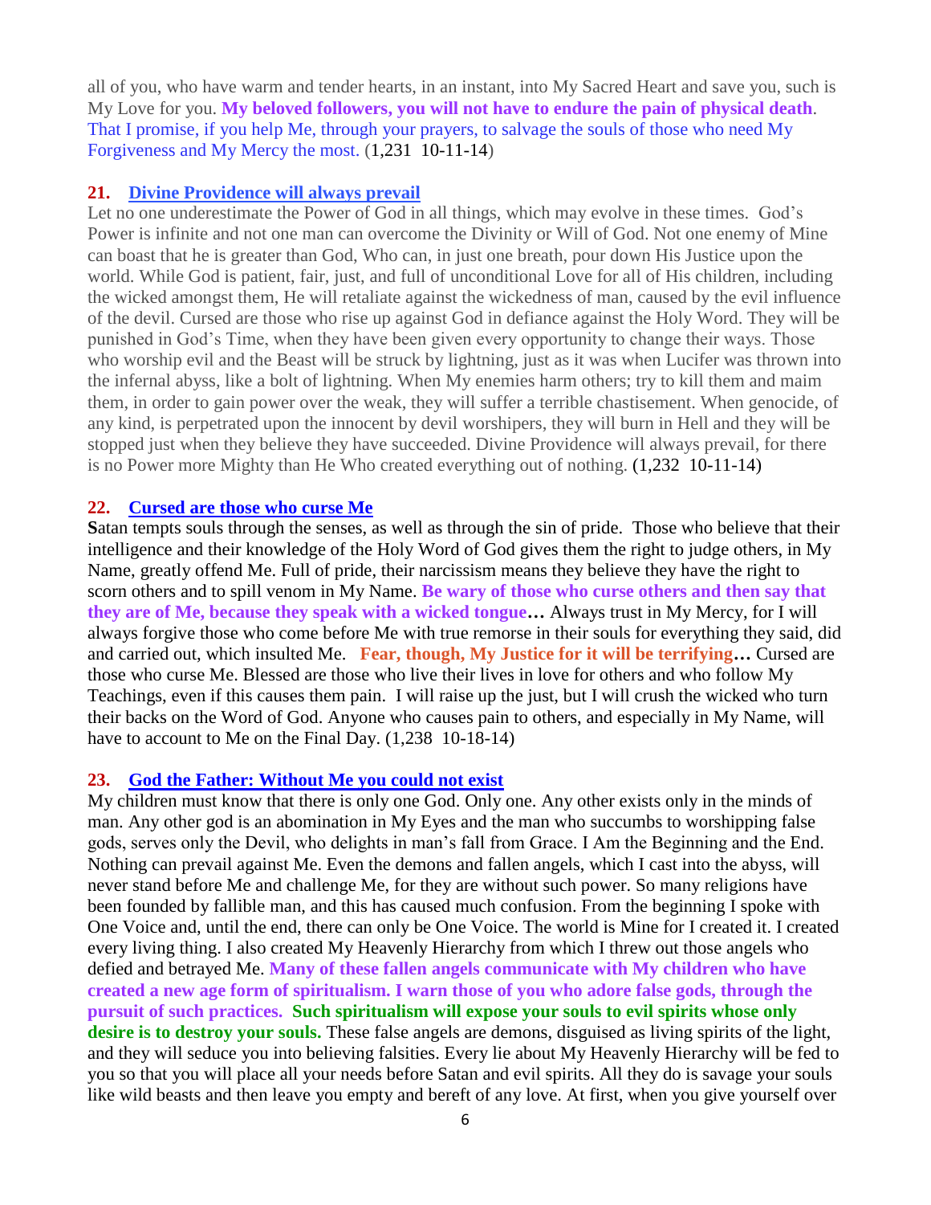all of you, who have warm and tender hearts, in an instant, into My Sacred Heart and save you, such is My Love for you. **My beloved followers, you will not have to endure the pain of physical death**. That I promise, if you help Me, through your prayers, to salvage the souls of those who need My Forgiveness and My Mercy the most. (1,231 10-11-14)

**21. Divine Providence will always prevail**

Let no one underestimate the Power of God in all things, which may evolve in these times. God's Power is infinite and not one man can overcome the Divinity or Will of God. Not one enemy of Mine can boast that he is greater than God, Who can, in just one breath, pour down His Justice upon the world. While God is patient, fair, just, and full of unconditional Love for all of His children, including the wicked amongst them, He will retaliate against the wickedness of man, caused by the evil influence of the devil. Cursed are those who rise up against God in defiance against the Holy Word. They will be punished in God's Time, when they have been given every opportunity to change their ways. Those who worship evil and the Beast will be struck by lightning, just as it was when Lucifer was thrown into the infernal abyss, like a bolt of lightning. When My enemies harm others; try to kill them and maim them, in order to gain power over the weak, they will suffer a terrible chastisement. When genocide, of any kind, is perpetrated upon the innocent by devil worshipers, they will burn in Hell and they will be stopped just when they believe they have succeeded. Divine Providence will always prevail, for there is no Power more Mighty than He Who created everything out of nothing. (1,232 10-11-14)

**22. Cursed are those who curse Me**

**S**atan tempts souls through the senses, as well as through the sin of pride. Those who believe that their intelligence and their knowledge of the Holy Word of God gives them the right to judge others, in My Name, greatly offend Me. Full of pride, their narcissism means they believe they have the right to scorn others and to spill venom in My Name. **Be wary of those who curse others and then say that they are of Me, because they speak with a wicked tongue…** Always trust in My Mercy, for I will always forgive those who come before Me with true remorse in their souls for everything they said, did and carried out, which insulted Me. **Fear, though, My Justice for it will be terrifying…** Cursed are those who curse Me. Blessed are those who live their lives in love for others and who follow My Teachings, even if this causes them pain. I will raise up the just, but I will crush the wicked who turn their backs on the Word of God. Anyone who causes pain to others, and especially in My Name, will have to account to Me on the Final Day. (1,238 10-18-14)

**23. God the Father: Without Me you could not exist**

My children must know that there is only one God. Only one. Any other exists only in the minds of man. Any other god is an abomination in My Eyes and the man who succumbs to worshipping false gods, serves only the Devil, who delights in man's fall from Grace. I Am the Beginning and the End. Nothing can prevail against Me. Even the demons and fallen angels, which I cast into the abyss, will never stand before Me and challenge Me, for they are without such power. So many religions have been founded by fallible man, and this has caused much confusion. From the beginning I spoke with One Voice and, until the end, there can only be One Voice. The world is Mine for I created it. I created every living thing. I also created My Heavenly Hierarchy from which I threw out those angels who defied and betrayed Me. **Many of these fallen angels communicate with My children who have created a new age form of spiritualism. I warn those of you who adore false gods, through the pursuit of such practices. Such spiritualism will expose your souls to evil spirits whose only desire is to destroy your souls.** These false angels are demons, disguised as living spirits of the light, and they will seduce you into believing falsities. Every lie about My Heavenly Hierarchy will be fed to you so that you will place all your needs before Satan and evil spirits. All they do is savage your souls like wild beasts and then leave you empty and bereft of any love. At first, when you give yourself over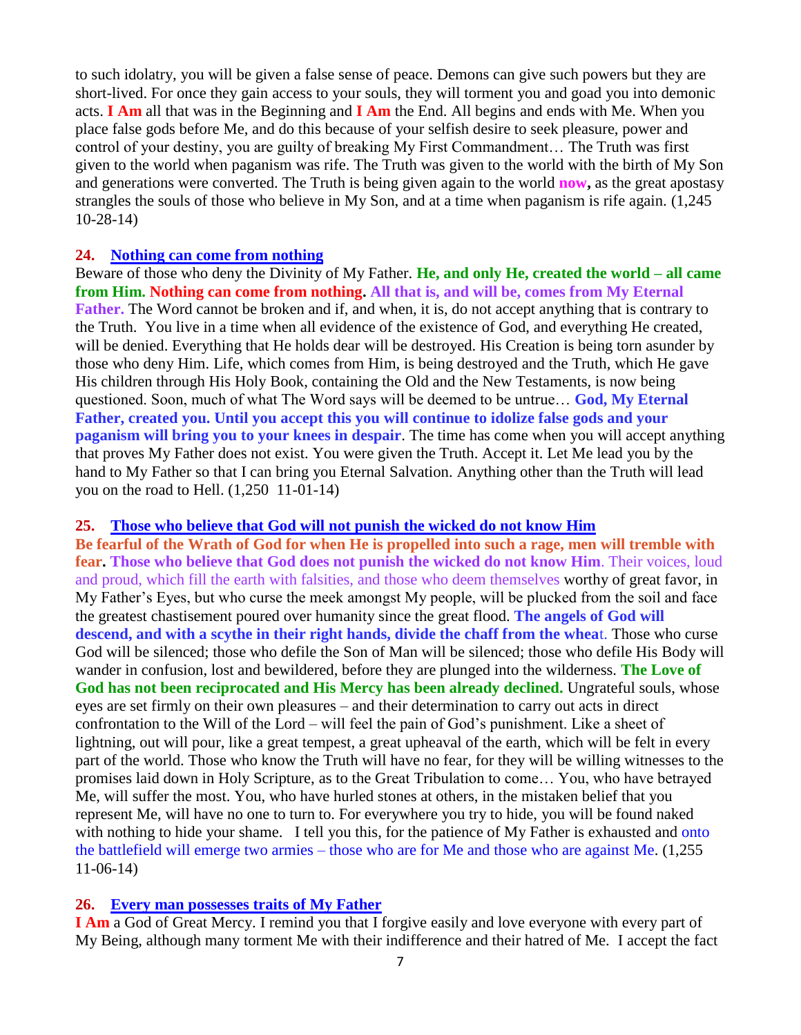to such idolatry, you will be given a false sense of peace. Demons can give such powers but they are short-lived. For once they gain access to your souls, they will torment you and goad you into demonic acts. **I Am** all that was in the Beginning and **I Am** the End. All begins and ends with Me. When you place false gods before Me, and do this because of your selfish desire to seek pleasure, power and control of your destiny, you are guilty of breaking My First Commandment… The Truth was first given to the world when paganism was rife. The Truth was given to the world with the birth of My Son and generations were converted. The Truth is being given again to the world **now,** as the great apostasy strangles the souls of those who believe in My Son, and at a time when paganism is rife again. (1,245 10-28-14)

### 24. Nothing can come from nothing

Beware of those who deny the Divinity of My Father. **He, and only He, created the world – all came from Him. Nothing can come from nothing. All that is, and will be, comes from My Eternal Father.** The Word cannot be broken and if, and when, it is, do not accept anything that is contrary to the Truth. You live in a time when all evidence of the existence of God, and everything He created, will be denied. Everything that He holds dear will be destroyed. His Creation is being torn asunder by those who deny Him. Life, which comes from Him, is being destroyed and the Truth, which He gave His children through His Holy Book, containing the Old and the New Testaments, is now being questioned. Soon, much of what The Word says will be deemed to be untrue… **God, My Eternal Father, created you. Until you accept this you will continue to idolize false gods and your paganism will bring you to your knees in despair**. The time has come when you will accept anything that proves My Father does not exist. You were given the Truth. Accept it. Let Me lead you by the hand to My Father so that I can bring you Eternal Salvation. Anything other than the Truth will lead you on the road to Hell. (1,250 11-01-14)

### 25. Those who believe that God will not punish the wicked do not know Him

**Be fearful of the Wrath of God for when He is propelled into such a rage, men will tremble with fear. Those who believe that God does not punish the wicked do not know Him**. Their voices, loud and proud, which fill the earth with falsities, and those who deem themselves worthy of great favor, in My Father's Eyes, but who curse the meek amongst My people, will be plucked from the soil and face the greatest chastisement poured over humanity since the great flood. **The angels of God will descend, and with a scythe in their right hands, divide the chaff from the wheat**. Those who curse God will be silenced; those who defile the Son of Man will be silenced; those who defile His Body will wander in confusion, lost and bewildered, before they are plunged into the wilderness. **The Love of God has not been reciprocated and His Mercy has been already declined.** Ungrateful souls, whose eyes are set firmly on their own pleasures – and their determination to carry out acts in direct confrontation to the Will of the Lord – will feel the pain of God's punishment. Like a sheet of lightning, out will pour, like a great tempest, a great upheaval of the earth, which will be felt in every part of the world. Those who know the Truth will have no fear, for they will be willing witnesses to the promises laid down in Holy Scripture, as to the Great Tribulation to come… You, who have betrayed Me, will suffer the most. You, who have hurled stones at others, in the mistaken belief that you represent Me, will have no one to turn to. For everywhere you try to hide, you will be found naked with nothing to hide your shame. I tell you this, for the patience of My Father is exhausted and onto the battlefield will emerge two armies – those who are for Me and those who are against Me. (1,255 11-06-14)

### 26. Every man possesses traits of My Father

**I Am** a God of Great Mercy. I remind you that I forgive easily and love everyone with every part of My Being, although many torment Me with their indifference and their hatred of Me. I accept the fact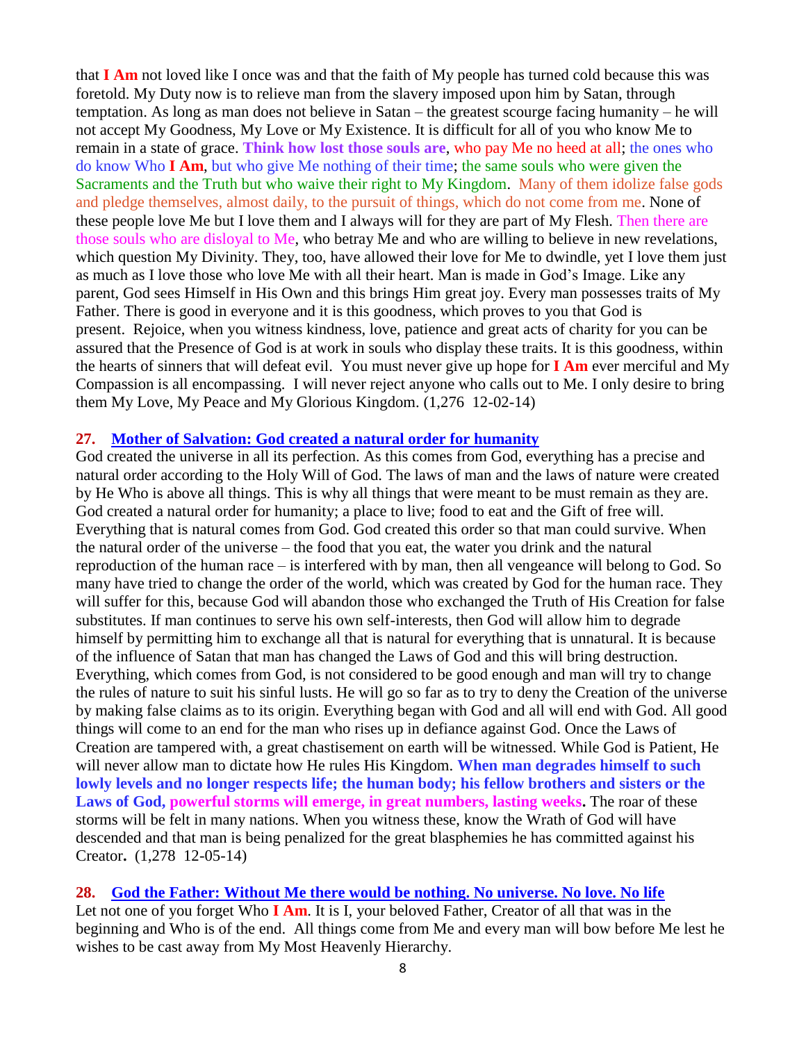that **I Am** not loved like I once was and that the faith of My people has turned cold because this was foretold. My Duty now is to relieve man from the slavery imposed upon him by Satan, through temptation. As long as man does not believe in Satan – the greatest scourge facing humanity – he will not accept My Goodness, My Love or My Existence. It is difficult for all of you who know Me to remain in a state of grace. **Think how lost those souls are**, who pay Me no heed at all; the ones who do know Who **I Am**, but who give Me nothing of their time; the same souls who were given the Sacraments and the Truth but who waive their right to My Kingdom. Many of them idolize false gods and pledge themselves, almost daily, to the pursuit of things, which do not come from me. None of these people love Me but I love them and I always will for they are part of My Flesh. Then there are those souls who are disloyal to Me, who betray Me and who are willing to believe in new revelations, which question My Divinity. They, too, have allowed their love for Me to dwindle, yet I love them just as much as I love those who love Me with all their heart. Man is made in God's Image. Like any parent, God sees Himself in His Own and this brings Him great joy. Every man possesses traits of My Father. There is good in everyone and it is this goodness, which proves to you that God is present. Rejoice, when you witness kindness, love, patience and great acts of charity for you can be assured that the Presence of God is at work in souls who display these traits. It is this goodness, within the hearts of sinners that will defeat evil. You must never give up hope for **I Am** ever merciful and My Compassion is all encompassing. I will never reject anyone who calls out to Me. I only desire to bring them My Love, My Peace and My Glorious Kingdom. (1,276 12-02-14)

**27. Mother of Salvation: God created a natural order for humanity**

God created the universe in all its perfection. As this comes from God, everything has a precise and natural order according to the Holy Will of God. The laws of man and the laws of nature were created by He Who is above all things. This is why all things that were meant to be must remain as they are. God created a natural order for humanity; a place to live; food to eat and the Gift of free will. Everything that is natural comes from God. God created this order so that man could survive. When the natural order of the universe – the food that you eat, the water you drink and the natural reproduction of the human race – is interfered with by man, then all vengeance will belong to God. So many have tried to change the order of the world, which was created by God for the human race. They will suffer for this, because God will abandon those who exchanged the Truth of His Creation for false substitutes. If man continues to serve his own self-interests, then God will allow him to degrade himself by permitting him to exchange all that is natural for everything that is unnatural. It is because of the influence of Satan that man has changed the Laws of God and this will bring destruction. Everything, which comes from God, is not considered to be good enough and man will try to change the rules of nature to suit his sinful lusts. He will go so far as to try to deny the Creation of the universe by making false claims as to its origin. Everything began with God and all will end with God. All good things will come to an end for the man who rises up in defiance against God. Once the Laws of Creation are tampered with, a great chastisement on earth will be witnessed. While God is Patient, He will never allow man to dictate how He rules His Kingdom. **When man degrades himself to such lowly levels and no longer respects life; the human body; his fellow brothers and sisters or the Laws of God, powerful storms will emerge, in great numbers, lasting weeks.** The roar of these storms will be felt in many nations. When you witness these, know the Wrath of God will have descended and that man is being penalized for the great blasphemies he has committed against his Creator**.** (1,278 12-05-14)

**28. God the Father: Without Me there would be nothing. No universe. No love. No life**

Let not one of you forget Who **I Am**. It is I, your beloved Father, Creator of all that was in the beginning and Who is of the end. All things come from Me and every man will bow before Me lest he wishes to be cast away from My Most Heavenly Hierarchy.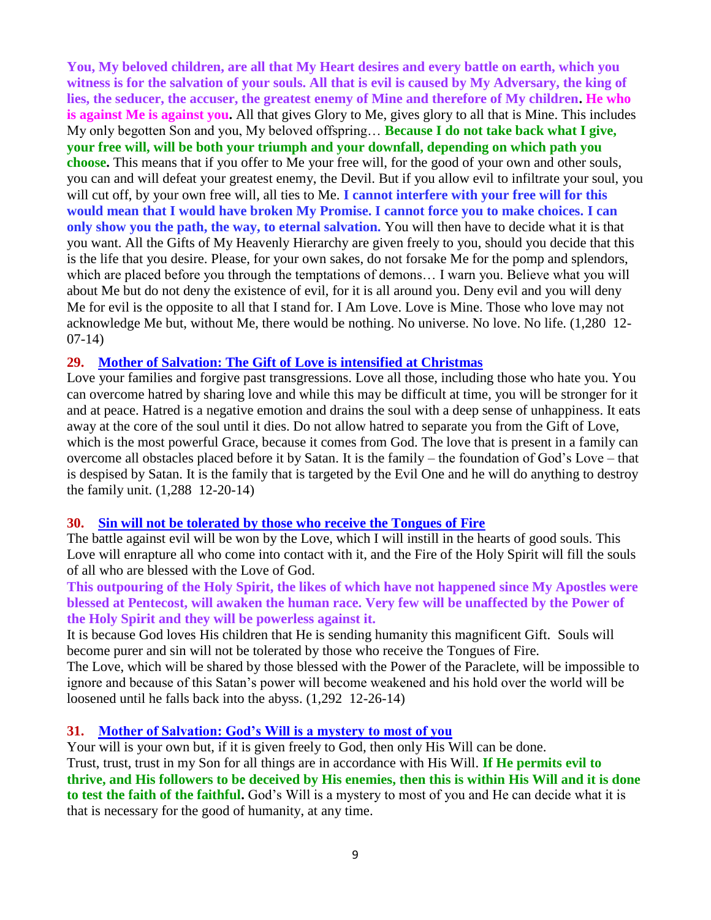**You, My beloved children, are all that My Heart desires and every battle on earth, which you witness is for the salvation of your souls. All that is evil is caused by My Adversary, the king of lies, the seducer, the accuser, the greatest enemy of Mine and therefore of My children. He who is against Me is against you.** All that gives Glory to Me, gives glory to all that is Mine. This includes My only begotten Son and you, My beloved offspring… **Because I do not take back what I give, your free will, will be both your triumph and your downfall, depending on which path you choose.** This means that if you offer to Me your free will, for the good of your own and other souls, you can and will defeat your greatest enemy, the Devil. But if you allow evil to infiltrate your soul, you will cut off, by your own free will, all ties to Me. **I cannot interfere with your free will for this would mean that I would have broken My Promise. I cannot force you to make choices. I can only show you the path, the way, to eternal salvation.** You will then have to decide what it is that you want. All the Gifts of My Heavenly Hierarchy are given freely to you, should you decide that this is the life that you desire. Please, for your own sakes, do not forsake Me for the pomp and splendors, which are placed before you through the temptations of demons… I warn you. Believe what you will about Me but do not deny the existence of evil, for it is all around you. Deny evil and you will deny Me for evil is the opposite to all that I stand for. I Am Love. Love is Mine. Those who love may not acknowledge Me but, without Me, there would be nothing. No universe. No love. No life. (1,280 12-07-14)

**29. Mother of Salvation: The Gift of Love is intensified at Christmas**

Love your families and forgive past transgressions. Love all those, including those who hate you. You can overcome hatred by sharing love and while this may be difficult at time, you will be stronger for it and at peace. Hatred is a negative emotion and drains the soul with a deep sense of unhappiness. It eats away at the core of the soul until it dies. Do not allow hatred to separate you from the Gift of Love, which is the most powerful Grace, because it comes from God. The love that is present in a family can overcome all obstacles placed before it by Satan. It is the family – the foundation of God's Love – that is despised by Satan. It is the family that is targeted by the Evil One and he will do anything to destroy the family unit. (1,288 12-20-14)

**30. Sin will not be tolerated by those who receive the Tongues of Fire**

The battle against evil will be won by the Love, which I will instill in the hearts of good souls. This Love will enrapture all who come into contact with it, and the Fire of the Holy Spirit will fill the souls of all who are blessed with the Love of God.

**This outpouring of the Holy Spirit, the likes of which have not happened since My Apostles were blessed at Pentecost, will awaken the human race. Very few will be unaffected by the Power of the Holy Spirit and they will be powerless against it.**

It is because God loves His children that He is sending humanity this magnificent Gift. Souls will become purer and sin will not be tolerated by those who receive the Tongues of Fire.

The Love, which will be shared by those blessed with the Power of the Paraclete, will be impossible to ignore and because of this Satan's power will become weakened and his hold over the world will be loosened until he falls back into the abyss. (1,292 12-26-14)

**31. Mother of Salvation: God's Will is a mystery to most of you**

Your will is your own but, if it is given freely to God, then only His Will can be done.

Trust, trust, trust in my Son for all things are in accordance with His Will. **If He permits evil to thrive, and His followers to be deceived by His enemies, then this is within His Will and it is done to test the faith of the faithful.** God's Will is a mystery to most of you and He can decide what it is that is necessary for the good of humanity, at any time.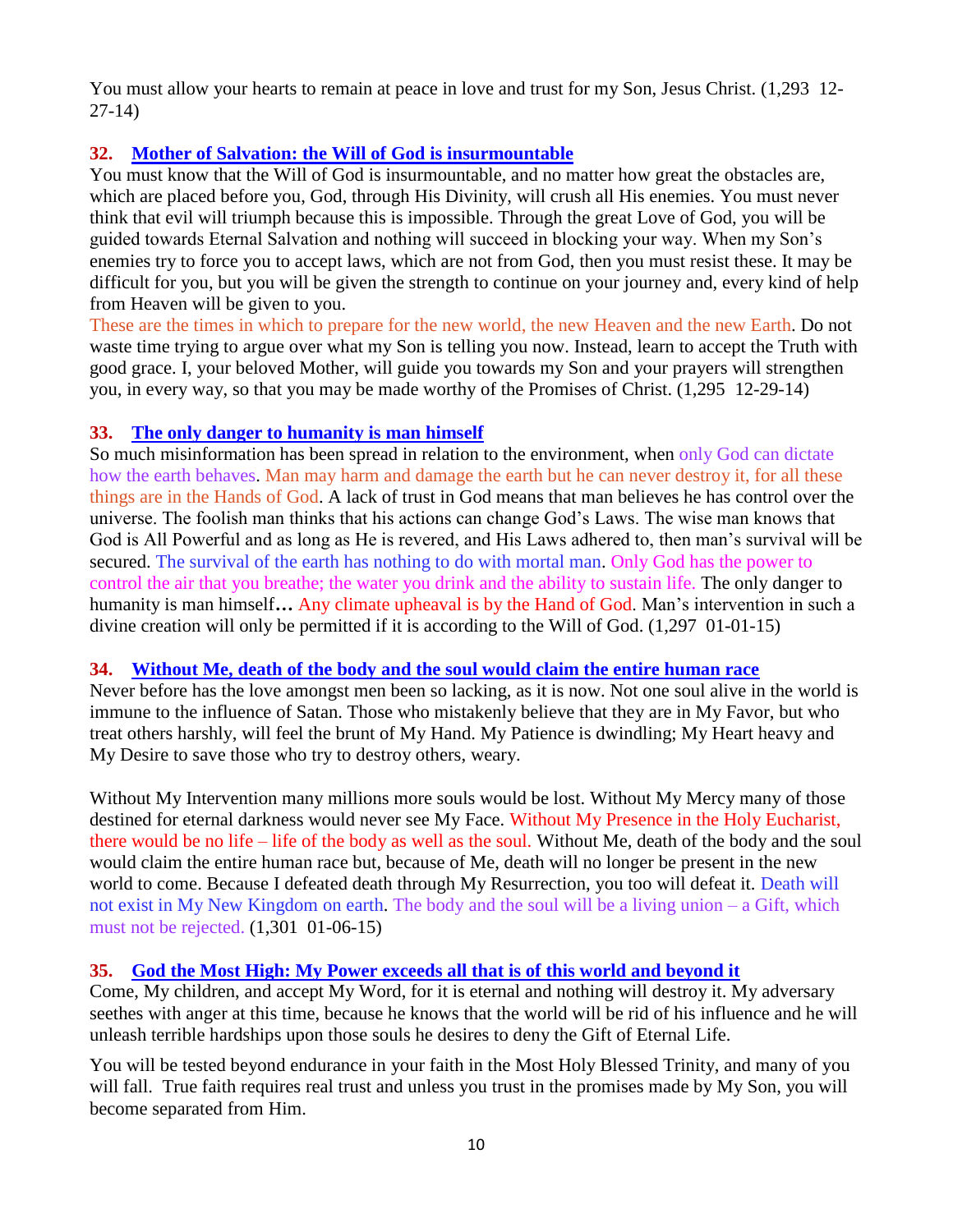You must allow your hearts to remain at peace in love and trust for my Son, Jesus Christ. (1,293 12-27-14)

### 32. Mother of Salvation: the Will of God is insurmountable

You must know that the Will of God is insurmountable, and no matter how great the obstacles are, which are placed before you, God, through His Divinity, will crush all His enemies. You must never think that evil will triumph because this is impossible. Through the great Love of God, you will be guided towards Eternal Salvation and nothing will succeed in blocking your way. When my Son's enemies try to force you to accept laws, which are not from God, then you must resist these. It may be difficult for you, but you will be given the strength to continue on your journey and, every kind of help from Heaven will be given to you.

These are the times in which to prepare for the new world, the new Heaven and the new Earth. Do not waste time trying to argue over what my Son is telling you now. Instead, learn to accept the Truth with good grace. I, your beloved Mother, will guide you towards my Son and your prayers will strengthen you, in every way, so that you may be made worthy of the Promises of Christ. (1,295 12-29-14)

### 33. The only danger to humanity is man himself

So much misinformation has been spread in relation to the environment, when only God can dictate how the earth behaves. Man may harm and damage the earth but he can never destroy it, for all these things are in the Hands of God. A lack of trust in God means that man believes he has control over the universe. The foolish man thinks that his actions can change God's Laws. The wise man knows that God is All Powerful and as long as He is revered, and His Laws adhered to, then man's survival will be secured. The survival of the earth has nothing to do with mortal man. Only God has the power to control the air that you breathe; the water you drink and the ability to sustain life. The only danger to humanity is man himself**…** Any climate upheaval is by the Hand of God. Man's intervention in such a divine creation will only be permitted if it is according to the Will of God. (1,297 01-01-15)

### 34. Without Me, death of the body and the soul would claim the entire human race

Never before has the love amongst men been so lacking, as it is now. Not one soul alive in the world is immune to the influence of Satan. Those who mistakenly believe that they are in My Favor, but who treat others harshly, will feel the brunt of My Hand. My Patience is dwindling; My Heart heavy and My Desire to save those who try to destroy others, weary.

Without My Intervention many millions more souls would be lost. Without My Mercy many of those destined for eternal darkness would never see My Face. Without My Presence in the Holy Eucharist, there would be no life – life of the body as well as the soul. Without Me, death of the body and the soul would claim the entire human race but, because of Me, death will no longer be present in the new world to come. Because I defeated death through My Resurrection, you too will defeat it. Death will not exist in My New Kingdom on earth. The body and the soul will be a living union – a Gift, which must not be rejected. (1,301 01-06-15)

### 35. God the Most High: My Power exceeds all that is of this world and beyond it

Come, My children, and accept My Word, for it is eternal and nothing will destroy it. My adversary seethes with anger at this time, because he knows that the world will be rid of his influence and he will unleash terrible hardships upon those souls he desires to deny the Gift of Eternal Life.

You will be tested beyond endurance in your faith in the Most Holy Blessed Trinity, and many of you will fall. True faith requires real trust and unless you trust in the promises made by My Son, you will become separated from Him.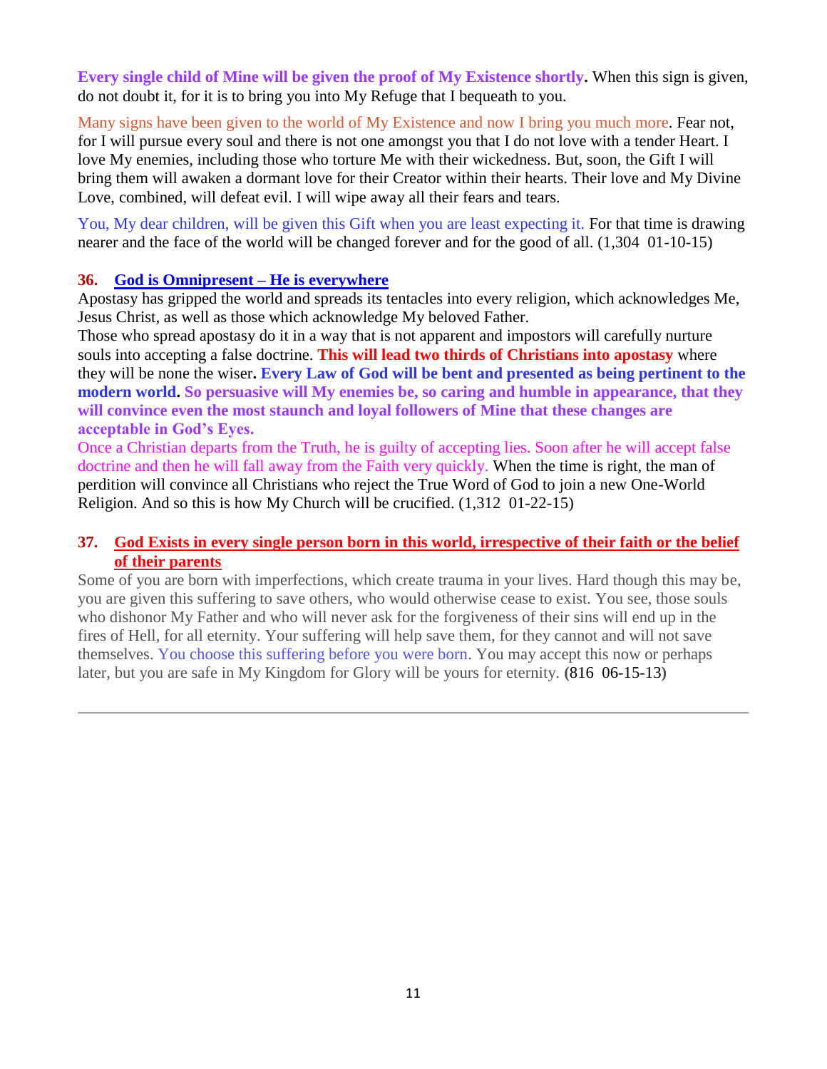**Every single child of Mine will be given the proof of My Existence shortly.** When this sign is given, do not doubt it, for it is to bring you into My Refuge that I bequeath to you.

Many signs have been given to the world of My Existence and now I bring you much more. Fear not, for I will pursue every soul and there is not one amongst you that I do not love with a tender Heart. I love My enemies, including those who torture Me with their wickedness. But, soon, the Gift I will bring them will awaken a dormant love for their Creator within their hearts. Their love and My Divine Love, combined, will defeat evil. I will wipe away all their fears and tears.

You, My dear children, will be given this Gift when you are least expecting it. For that time is drawing nearer and the face of the world will be changed forever and for the good of all. (1,304 01-10-15)

## 36. God is Omnipresent – He is everywhere

Apostasy has gripped the world and spreads its tentacles into every religion, which acknowledges Me, Jesus Christ, as well as those which acknowledge My beloved Father.
Those who spread apostasy do it in a way that is not apparent and impostors will carefully nurture souls into accepting a false doctrine. **This will lead two thirds of Christians into apostasy** where they will be none the wiser**. Every Law of God will be bent and presented as being pertinent to the modern world. So persuasive will My enemies be, so caring and humble in appearance, that they will convince even the most staunch and loyal followers of Mine that these changes are acceptable in God's Eyes.**
Once a Christian departs from the Truth, he is guilty of accepting lies. Soon after he will accept false doctrine and then he will fall away from the Faith very quickly. When the time is right, the man of perdition will convince all Christians who reject the True Word of God to join a new One-World Religion. And so this is how My Church will be crucified. (1,312 01-22-15)

## 37. God Exists in every single person born in this world, irrespective of their faith or the belief of their parents

Some of you are born with imperfections, which create trauma in your lives. Hard though this may be, you are given this suffering to save others, who would otherwise cease to exist. You see, those souls who dishonor My Father and who will never ask for the forgiveness of their sins will end up in the fires of Hell, for all eternity. Your suffering will help save them, for they cannot and will not save themselves. You choose this suffering before you were born. You may accept this now or perhaps later, but you are safe in My Kingdom for Glory will be yours for eternity. (816 06-15-13)

---